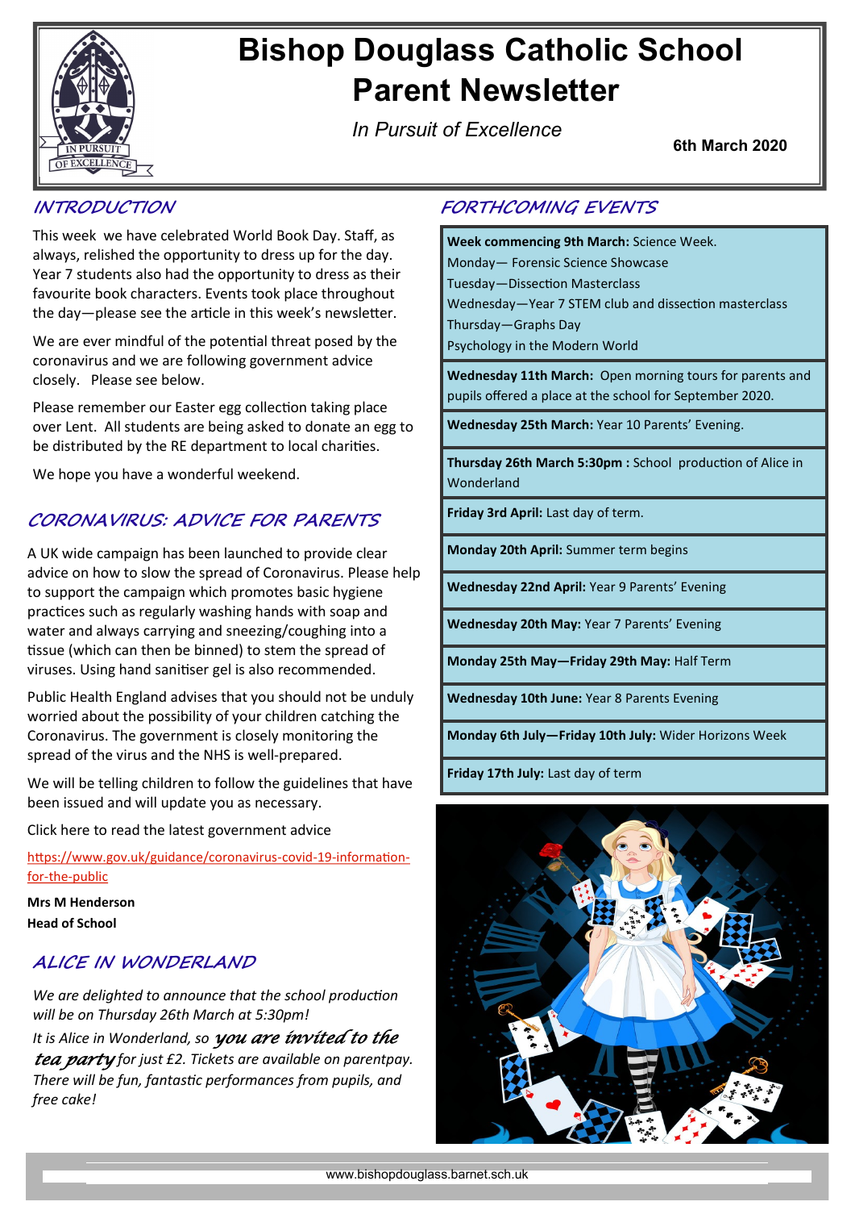# Bishop Douglass Catholic School Parent Newsletter

*In Pursuit of Excellence*

**6th March 2020**

## INTRODUCTION

This week we have celebrated World Book Day. Staff, as always, relished the opportunity to dress up for the day. Year 7 students also had the opportunity to dress as their favourite book characters. Events took place throughout the day—please see the article in this week's newsletter.

We are ever mindful of the potential threat posed by the coronavirus and we are following government advice closely. Please see below.

Please remember our Easter egg collection taking place over Lent. All students are being asked to donate an egg to be distributed by the RE department to local charities.

We hope you have a wonderful weekend.

## CORONAVIRUS: ADVICE FOR PARENTS

A UK wide campaign has been launched to provide clear advice on how to slow the spread of Coronavirus. Please help to support the campaign which promotes basic hygiene practices such as regularly washing hands with soap and water and always carrying and sneezing/coughing into a tissue (which can then be binned) to stem the spread of viruses. Using hand sanitiser gel is also recommended.

Public Health England advises that you should not be unduly worried about the possibility of your children catching the Coronavirus. The government is closely monitoring the spread of the virus and the NHS is well-prepared.

We will be telling children to follow the guidelines that have been issued and will update you as necessary.

Click here to read the latest government advice

https://www.gov.uk/guidance/coronavirus-covid-19-information-for-the-public

**Mrs M Henderson**
**Head of School**

## ALICE IN WONDERLAND

*We are delighted to announce that the school production will be on Thursday 26th March at 5:30pm!*

*It is Alice in Wonderland, so* ***you are invited to the tea party*** *for just £2. Tickets are available on parentpay. There will be fun, fantastic performances from pupils, and free cake!*

## FORTHCOMING EVENTS

**Week commencing 9th March:** Science Week.
Monday— Forensic Science Showcase
Tuesday—Dissection Masterclass
Wednesday—Year 7 STEM club and dissection masterclass
Thursday—Graphs Day
Psychology in the Modern World

**Wednesday 11th March:** Open morning tours for parents and pupils offered a place at the school for September 2020.

**Wednesday 25th March:** Year 10 Parents' Evening.

**Thursday 26th March 5:30pm :** School production of Alice in Wonderland

**Friday 3rd April:** Last day of term.

**Monday 20th April:** Summer term begins

**Wednesday 22nd April:** Year 9 Parents' Evening

**Wednesday 20th May:** Year 7 Parents' Evening

**Monday 25th May—Friday 29th May:** Half Term

**Wednesday 10th June:** Year 8 Parents Evening

**Monday 6th July—Friday 10th July:** Wider Horizons Week

**Friday 17th July:** Last day of term

www.bishopdouglass.barnet.sch.uk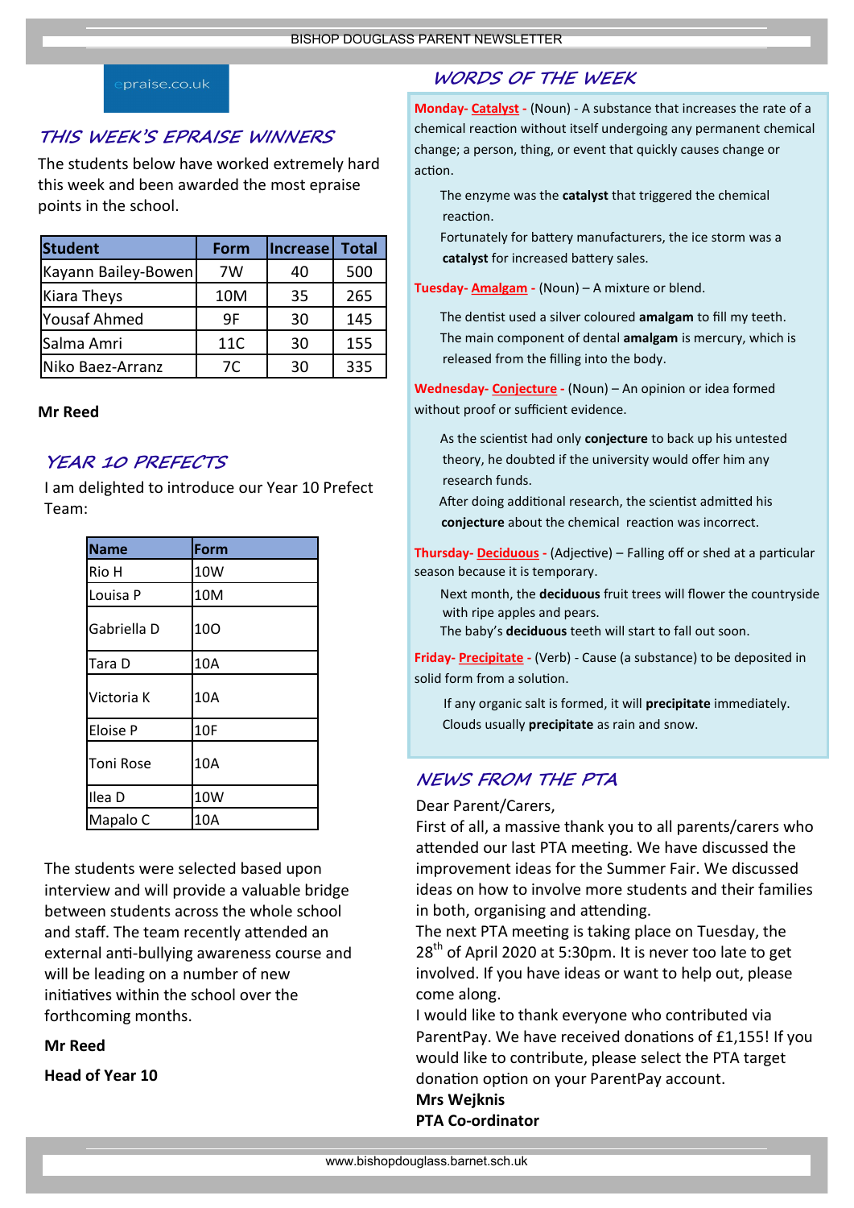epraise.co.uk

## THIS WEEK'S EPRAISE WINNERS

The students below have worked extremely hard this week and been awarded the most epraise points in the school.

| Student | Form | Increase | Total |
|---|---|---|---|
| Kayann Bailey-Bowen | 7W | 40 | 500 |
| Kiara Theys | 10M | 35 | 265 |
| Yousaf Ahmed | 9F | 30 | 145 |
| Salma Amri | 11C | 30 | 155 |
| Niko Baez-Arranz | 7C | 30 | 335 |

**Mr Reed**

## YEAR 10 PREFECTS

I am delighted to introduce our Year 10 Prefect Team:

| Name | Form |
|---|---|
| Rio H | 10W |
| Louisa P | 10M |
| Gabriella D | 10O |
| Tara D | 10A |
| Victoria K | 10A |
| Eloise P | 10F |
| Toni Rose | 10A |
| Ilea D | 10W |
| Mapalo C | 10A |

The students were selected based upon interview and will provide a valuable bridge between students across the whole school and staff. The team recently attended an external anti-bullying awareness course and will be leading on a number of new initiatives within the school over the forthcoming months.

**Mr Reed**

**Head of Year 10**

## WORDS OF THE WEEK

**Monday- Catalyst** - (Noun) - A substance that increases the rate of a chemical reaction without itself undergoing any permanent chemical change; a person, thing, or event that quickly causes change or action.

The enzyme was the **catalyst** that triggered the chemical reaction.

Fortunately for battery manufacturers, the ice storm was a **catalyst** for increased battery sales.

**Tuesday- Amalgam** - (Noun) – A mixture or blend.

The dentist used a silver coloured **amalgam** to fill my teeth.

The main component of dental **amalgam** is mercury, which is released from the filling into the body.

**Wednesday- Conjecture** - (Noun) – An opinion or idea formed without proof or sufficient evidence.

As the scientist had only **conjecture** to back up his untested theory, he doubted if the university would offer him any research funds.

After doing additional research, the scientist admitted his **conjecture** about the chemical reaction was incorrect.

**Thursday- Deciduous** - (Adjective) – Falling off or shed at a particular season because it is temporary.

Next month, the **deciduous** fruit trees will flower the countryside with ripe apples and pears.

The baby's **deciduous** teeth will start to fall out soon.

**Friday- Precipitate** - (Verb) - Cause (a substance) to be deposited in solid form from a solution.

If any organic salt is formed, it will **precipitate** immediately.

Clouds usually **precipitate** as rain and snow.

## NEWS FROM THE PTA

Dear Parent/Carers,

First of all, a massive thank you to all parents/carers who attended our last PTA meeting. We have discussed the improvement ideas for the Summer Fair. We discussed ideas on how to involve more students and their families in both, organising and attending.

The next PTA meeting is taking place on Tuesday, the 28th of April 2020 at 5:30pm. It is never too late to get involved. If you have ideas or want to help out, please come along.

I would like to thank everyone who contributed via ParentPay. We have received donations of £1,155! If you would like to contribute, please select the PTA target donation option on your ParentPay account.

**Mrs Wejknis**

**PTA Co-ordinator**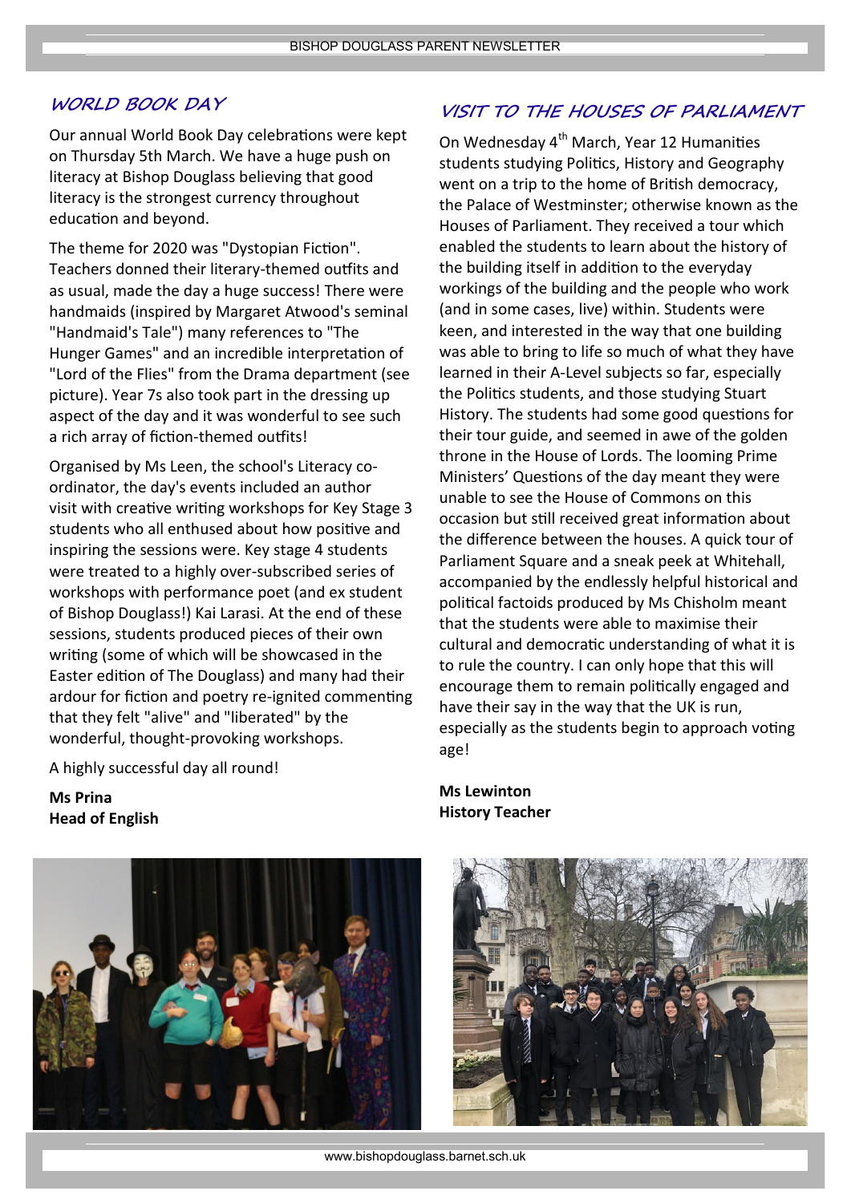## WORLD BOOK DAY

Our annual World Book Day celebrations were kept on Thursday 5th March. We have a huge push on literacy at Bishop Douglass believing that good literacy is the strongest currency throughout education and beyond.

The theme for 2020 was "Dystopian Fiction". Teachers donned their literary-themed outfits and as usual, made the day a huge success! There were handmaids (inspired by Margaret Atwood's seminal "Handmaid's Tale") many references to "The Hunger Games" and an incredible interpretation of "Lord of the Flies" from the Drama department (see picture). Year 7s also took part in the dressing up aspect of the day and it was wonderful to see such a rich array of fiction-themed outfits!

Organised by Ms Leen, the school's Literacy co-ordinator, the day's events included an author visit with creative writing workshops for Key Stage 3 students who all enthused about how positive and inspiring the sessions were. Key stage 4 students were treated to a highly over-subscribed series of workshops with performance poet (and ex student of Bishop Douglass!) Kai Larasi. At the end of these sessions, students produced pieces of their own writing (some of which will be showcased in the Easter edition of The Douglass) and many had their ardour for fiction and poetry re-ignited commenting that they felt "alive" and "liberated" by the wonderful, thought-provoking workshops.

A highly successful day all round!

**Ms Prina**
**Head of English**

## VISIT TO THE HOUSES OF PARLIAMENT

On Wednesday 4th March, Year 12 Humanities students studying Politics, History and Geography went on a trip to the home of British democracy, the Palace of Westminster; otherwise known as the Houses of Parliament. They received a tour which enabled the students to learn about the history of the building itself in addition to the everyday workings of the building and the people who work (and in some cases, live) within. Students were keen, and interested in the way that one building was able to bring to life so much of what they have learned in their A-Level subjects so far, especially the Politics students, and those studying Stuart History. The students had some good questions for their tour guide, and seemed in awe of the golden throne in the House of Lords. The looming Prime Ministers' Questions of the day meant they were unable to see the House of Commons on this occasion but still received great information about the difference between the houses. A quick tour of Parliament Square and a sneak peek at Whitehall, accompanied by the endlessly helpful historical and political factoids produced by Ms Chisholm meant that the students were able to maximise their cultural and democratic understanding of what it is to rule the country. I can only hope that this will encourage them to remain politically engaged and have their say in the way that the UK is run, especially as the students begin to approach voting age!

**Ms Lewinton**
**History Teacher**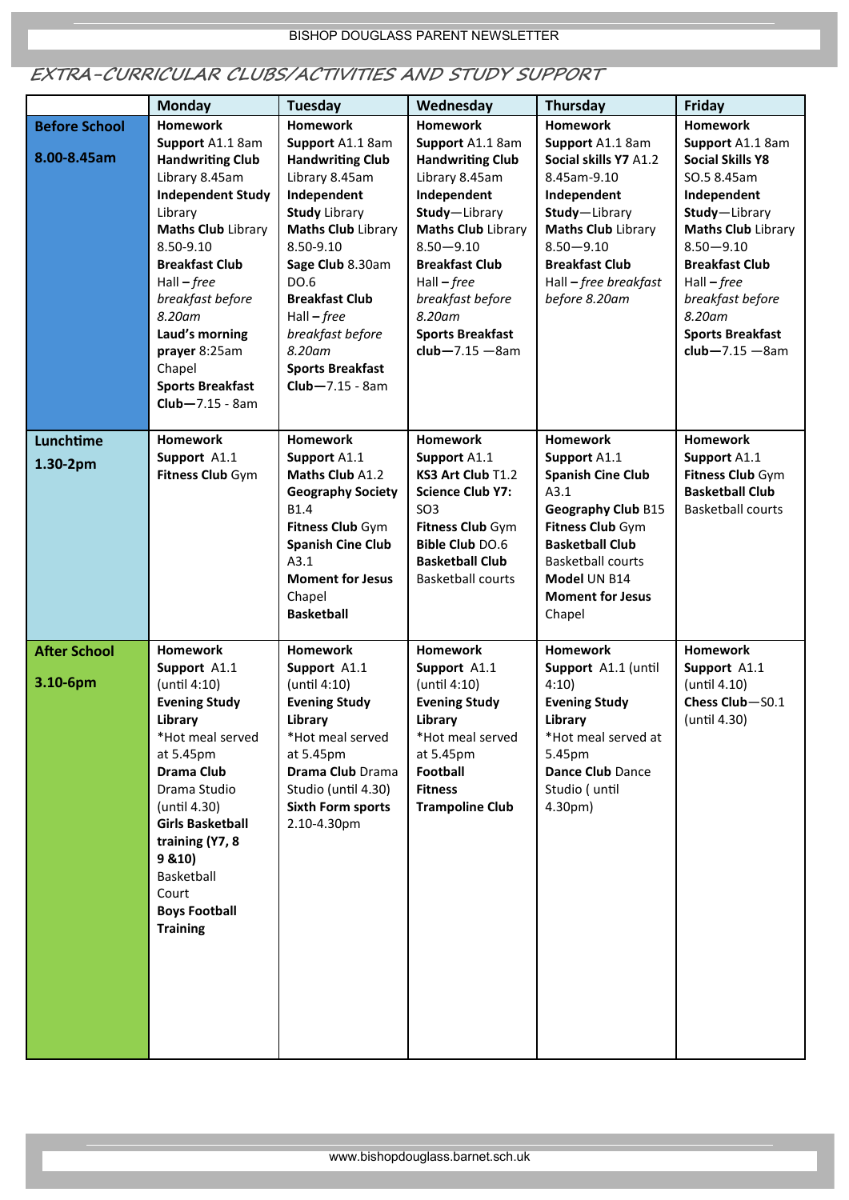## EXTRA-CURRICULAR CLUBS/ACTIVITIES AND STUDY SUPPORT

| | Monday | Tuesday | Wednesday | Thursday | Friday |
|---|---|---|---|---|---|
| **Before School 8.00-8.45am** | **Homework Support** A1.1 8am<br>**Handwriting Club** Library 8.45am<br>**Independent Study** Library<br>**Maths Club** Library 8.50-9.10<br>**Breakfast Club** Hall – *free breakfast before 8.20am*<br>**Laud's morning prayer** 8:25am Chapel<br>**Sports Breakfast Club**—7.15 - 8am | **Homework Support** A1.1 8am<br>**Handwriting Club** Library 8.45am<br>**Independent Study** Library<br>**Maths Club** Library 8.50-9.10<br>**Sage Club** 8.30am DO.6<br>**Breakfast Club** Hall – *free breakfast before 8.20am*<br>**Sports Breakfast Club**—7.15 - 8am | **Homework Support** A1.1 8am<br>**Handwriting Club** Library 8.45am<br>**Independent Study**—Library<br>**Maths Club** Library 8.50—9.10<br>**Breakfast Club** Hall – *free breakfast before 8.20am*<br>**Sports Breakfast club**—7.15 —8am | **Homework Support** A1.1 8am<br>**Social skills Y7** A1.2 8.45am-9.10<br>**Independent Study**—Library<br>**Maths Club** Library 8.50—9.10<br>**Breakfast Club** Hall – *free breakfast before 8.20am* | **Homework Support** A1.1 8am<br>**Social Skills Y8** SO.5 8.45am<br>**Independent Study**—Library<br>**Maths Club** Library 8.50—9.10<br>**Breakfast Club** Hall – *free breakfast before 8.20am*<br>**Sports Breakfast club**—7.15 —8am |
| **Lunchtime 1.30-2pm** | **Homework Support** A1.1<br>**Fitness Club** Gym | **Homework Support** A1.1<br>**Maths Club** A1.2<br>**Geography Society** B1.4<br>**Fitness Club** Gym<br>**Spanish Cine Club** A3.1<br>**Moment for Jesus** Chapel<br>**Basketball** | **Homework Support** A1.1<br>**KS3 Art Club** T1.2<br>**Science Club Y7:** SO3<br>**Fitness Club** Gym<br>**Bible Club** DO.6<br>**Basketball Club** Basketball courts | **Homework Support** A1.1<br>**Spanish Cine Club** A3.1<br>**Geography Club** B15<br>**Fitness Club** Gym<br>**Basketball Club** Basketball courts<br>**Model** UN B14<br>**Moment for Jesus** Chapel | **Homework Support** A1.1<br>**Fitness Club** Gym<br>**Basketball Club** Basketball courts |
| **After School 3.10-6pm** | **Homework Support** A1.1 (until 4:10)<br>**Evening Study Library**<br>*Hot meal served at 5.45pm<br>**Drama Club** Drama Studio (until 4.30)<br>**Girls Basketball training (Y7, 8 9 &10)** Basketball Court<br>**Boys Football Training** | **Homework Support** A1.1 (until 4:10)<br>**Evening Study Library**<br>*Hot meal served at 5.45pm<br>**Drama Club** Drama Studio (until 4.30)<br>**Sixth Form sports** 2.10-4.30pm | **Homework Support** A1.1 (until 4:10)<br>**Evening Study Library**<br>*Hot meal served at 5.45pm<br>**Football**<br>**Fitness**<br>**Trampoline Club** | **Homework Support** A1.1 (until 4:10)<br>**Evening Study Library**<br>*Hot meal served at 5.45pm<br>**Dance Club** Dance Studio ( until 4.30pm) | **Homework Support** A1.1 (until 4.10)<br>**Chess Club**—S0.1 (until 4.30) |